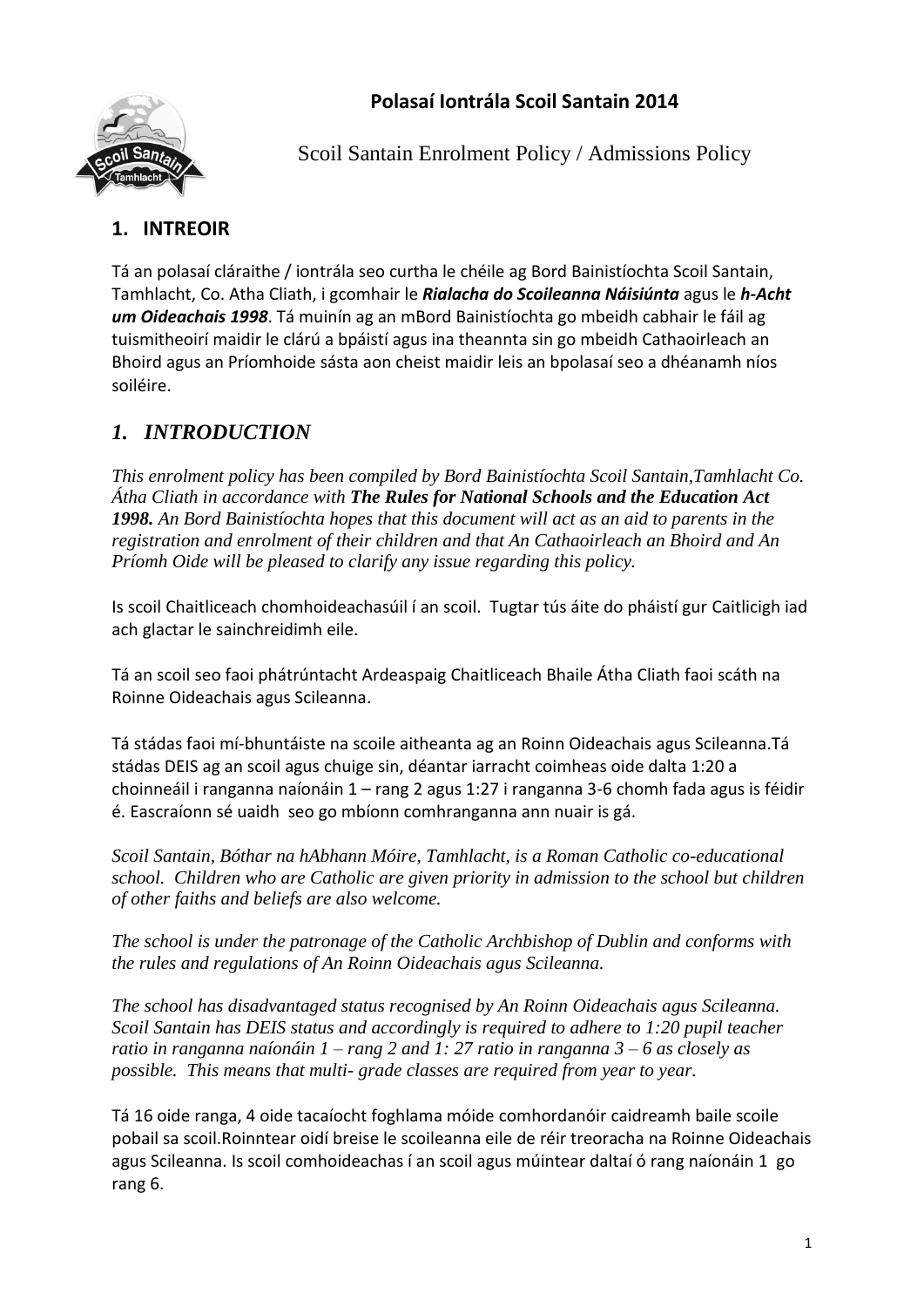# Polasaí Iontrála Scoil Santain 2014

Scoil Santain Enrolment Policy / Admissions Policy

## 1. INTREOIR

Tá an polasaí cláraithe / iontrála seo curtha le chéile ag Bord Bainistíochta Scoil Santain, Tamhlacht, Co. Atha Cliath, i gcomhair le ***Rialacha do Scoileanna Náisiúnta*** agus le ***h-Acht um Oideachais 1998***. Tá muinín ag an mBord Bainistíochta go mbeidh cabhair le fáil ag tuismitheoirí maidir le clárú a bpáistí agus ina theannta sin go mbeidh Cathaoirleach an Bhoird agus an Príomhoide sásta aon cheist maidir leis an bpolasaí seo a dhéanamh níos soiléire.

## *1. INTRODUCTION*

*This enrolment policy has been compiled by Bord Bainistíochta Scoil Santain,Tamhlacht Co. Átha Cliath in accordance with **The Rules for National Schools and the Education Act 1998.** An Bord Bainistíochta hopes that this document will act as an aid to parents in the registration and enrolment of their children and that An Cathaoirleach an Bhoird and An Príomh Oide will be pleased to clarify any issue regarding this policy.*

Is scoil Chaitliceach chomhoideachasúil í an scoil. Tugtar tús áite do pháistí gur Caitlicigh iad ach glactar le sainchreidimh eile.

Tá an scoil seo faoi phátrúntacht Ardeaspaig Chaitliceach Bhaile Átha Cliath faoi scáth na Roinne Oideachais agus Scileanna.

Tá stádas faoi mí-bhuntáiste na scoile aitheanta ag an Roinn Oideachais agus Scileanna.Tá stádas DEIS ag an scoil agus chuige sin, déantar iarracht coimheas oide dalta 1:20 a choinneáil i ranganna naíonáin 1 – rang 2 agus 1:27 i ranganna 3-6 chomh fada agus is féidir é. Eascraíonn sé uaidh seo go mbíonn comhranganna ann nuair is gá.

*Scoil Santain, Bóthar na hAbhann Móire, Tamhlacht, is a Roman Catholic co-educational school. Children who are Catholic are given priority in admission to the school but children of other faiths and beliefs are also welcome.*

*The school is under the patronage of the Catholic Archbishop of Dublin and conforms with the rules and regulations of An Roinn Oideachais agus Scileanna.*

*The school has disadvantaged status recognised by An Roinn Oideachais agus Scileanna. Scoil Santain has DEIS status and accordingly is required to adhere to 1:20 pupil teacher ratio in ranganna naíonáin 1 – rang 2 and 1: 27 ratio in ranganna 3 – 6 as closely as possible. This means that multi- grade classes are required from year to year.*

Tá 16 oide ranga, 4 oide tacaíocht foghlama móide comhordanóir caidreamh baile scoile pobail sa scoil.Roinntear oidí breise le scoileanna eile de réir treoracha na Roinne Oideachais agus Scileanna. Is scoil comhoideachas í an scoil agus múintear daltaí ó rang naíonáin 1 go rang 6.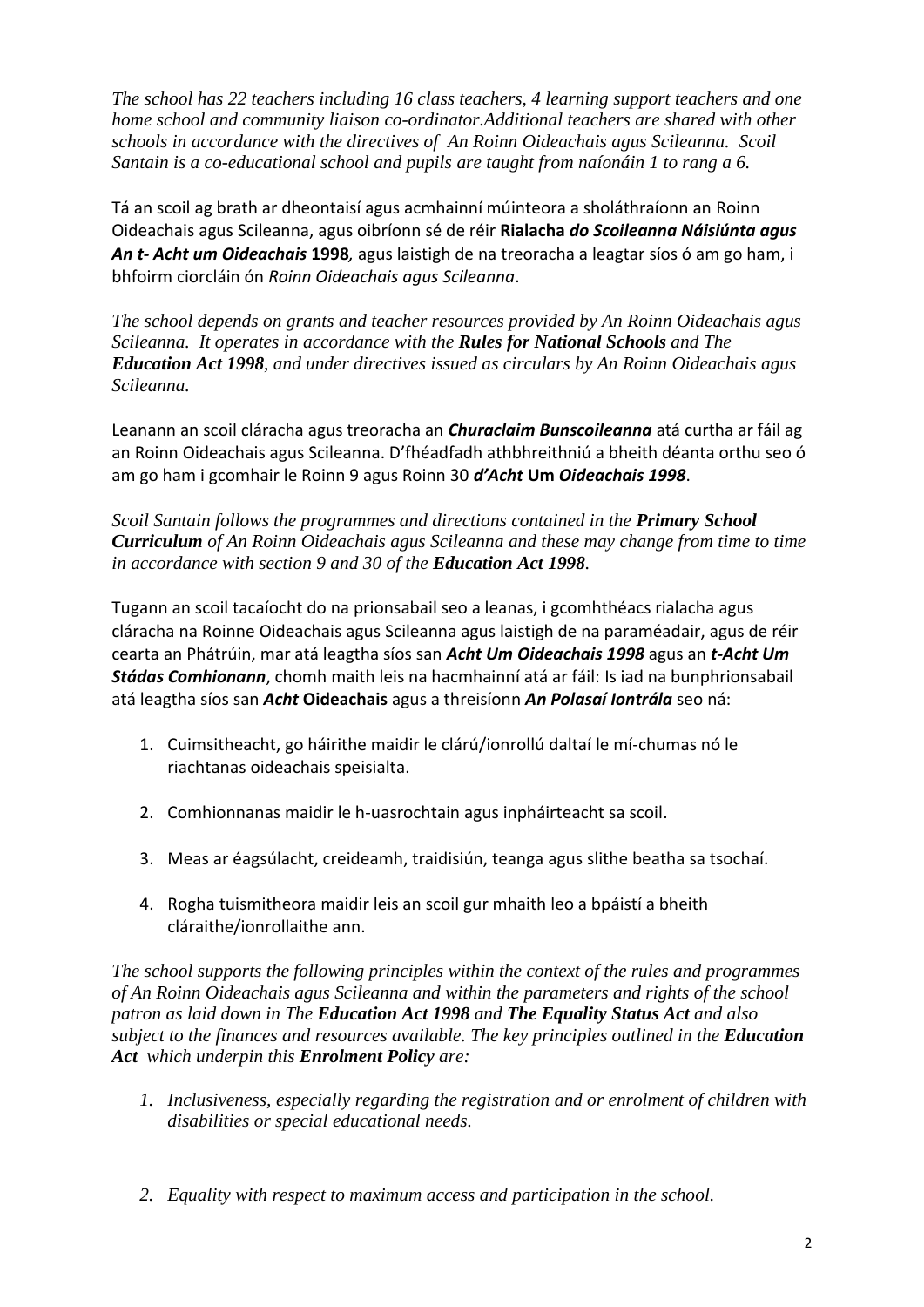*The school has 22 teachers including 16 class teachers, 4 learning support teachers and one home school and community liaison co-ordinator.Additional teachers are shared with other schools in accordance with the directives of An Roinn Oideachais agus Scileanna. Scoil Santain is a co-educational school and pupils are taught from naíonáin 1 to rang a 6.*

Tá an scoil ag brath ar dheontaisí agus acmhainní múinteora a sholáthraíonn an Roinn Oideachais agus Scileanna, agus oibríonn sé de réir **Rialacha *do Scoileanna Náisiúnta agus An t- Acht um Oideachais* 1998***,* agus laistigh de na treoracha a leagtar síos ó am go ham, i bhfoirm ciorcláin ón *Roinn Oideachais agus Scileanna*.

*The school depends on grants and teacher resources provided by An Roinn Oideachais agus Scileanna. It operates in accordance with the **Rules for National Schools** and The **Education Act 1998**, and under directives issued as circulars by An Roinn Oideachais agus Scileanna.*

Leanann an scoil cláracha agus treoracha an ***Churaclaim Bunscoileanna*** atá curtha ar fáil ag an Roinn Oideachais agus Scileanna. D'fhéadfadh athbhreithniú a bheith déanta orthu seo ó am go ham i gcomhair le Roinn 9 agus Roinn 30 ***d'Acht* Um *Oideachais 1998***.

*Scoil Santain follows the programmes and directions contained in the **Primary School Curriculum** of An Roinn Oideachais agus Scileanna and these may change from time to time in accordance with section 9 and 30 of the **Education Act 1998**.*

Tugann an scoil tacaíocht do na prionsabail seo a leanas, i gcomhthéacs rialacha agus cláracha na Roinne Oideachais agus Scileanna agus laistigh de na paraméadair, agus de réir cearta an Phátrúin, mar atá leagtha síos san ***Acht Um Oideachais 1998*** agus an ***t-Acht Um Stádas Comhionann***, chomh maith leis na hacmhainní atá ar fáil: Is iad na bunphrionsabail atá leagtha síos san ***Acht* Oideachais** agus a threisíonn ***An Polasaí Iontrála*** seo ná:

1. Cuimsitheacht, go háirithe maidir le clárú/ionrollú daltaí le mí-chumas nó le riachtanas oideachais speisialta.
2. Comhionnanas maidir le h-uasrochtain agus inpháirteacht sa scoil.
3. Meas ar éagsúlacht, creideamh, traidisiún, teanga agus slithe beatha sa tsochaí.
4. Rogha tuismitheora maidir leis an scoil gur mhaith leo a bpáistí a bheith cláraithe/ionrollaithe ann.

*The school supports the following principles within the context of the rules and programmes of An Roinn Oideachais agus Scileanna and within the parameters and rights of the school patron as laid down in The **Education Act 1998** and **The Equality Status Act** and also subject to the finances and resources available. The key principles outlined in the **Education Act** which underpin this **Enrolment Policy** are:*

1. *Inclusiveness, especially regarding the registration and or enrolment of children with disabilities or special educational needs.*
2. *Equality with respect to maximum access and participation in the school.*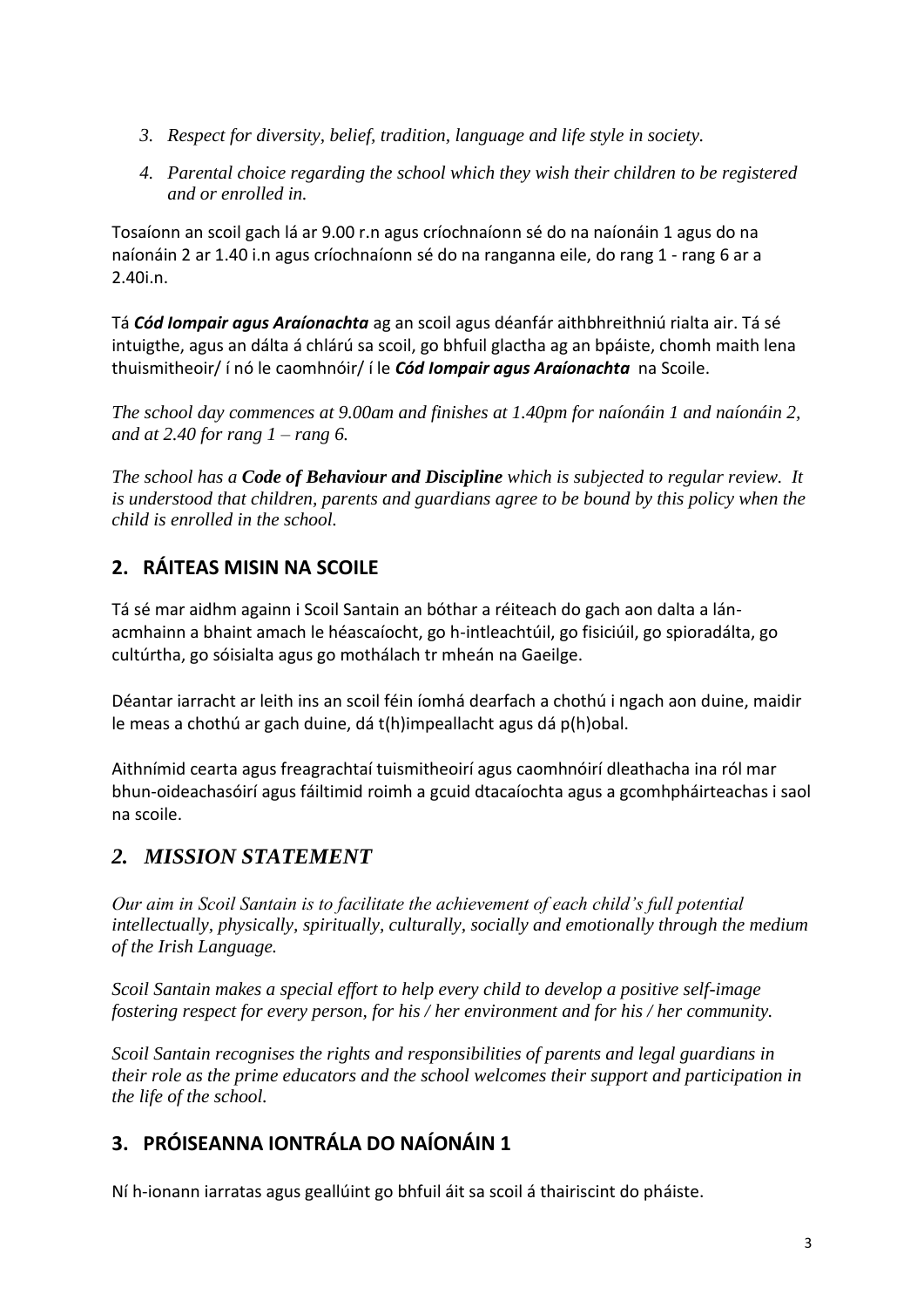3. *Respect for diversity, belief, tradition, language and life style in society.*
4. *Parental choice regarding the school which they wish their children to be registered and or enrolled in.*

Tosaíonn an scoil gach lá ar 9.00 r.n agus críochnaíonn sé do na naíonáin 1 agus do na naíonáin 2 ar 1.40 i.n agus críochnaíonn sé do na ranganna eile, do rang 1 - rang 6 ar a 2.40i.n.

Tá ***Cód Iompair agus Araíonachta*** ag an scoil agus déanfár aithbhreithniú rialta air. Tá sé intuigthe, agus an dálta á chlárú sa scoil, go bhfuil glactha ag an bpáiste, chomh maith lena thuismitheoir/ í nó le caomhnóir/ í le ***Cód Iompair agus Araíonachta*** na Scoile.

*The school day commences at 9.00am and finishes at 1.40pm for naíonáin 1 and naíonáin 2, and at 2.40 for rang 1 – rang 6.*

*The school has a **Code of Behaviour and Discipline** which is subjected to regular review. It is understood that children, parents and guardians agree to be bound by this policy when the child is enrolled in the school.*

## 2. RÁITEAS MISIN NA SCOILE

Tá sé mar aidhm againn i Scoil Santain an bóthar a réiteach do gach aon dalta a lán-acmhainn a bhaint amach le héascaíocht, go h-intleachtúil, go fisiciúil, go spioradálta, go cultúrtha, go sóisialta agus go mothálach tr mheán na Gaeilge.

Déantar iarracht ar leith ins an scoil féin íomhá dearfach a chothú i ngach aon duine, maidir le meas a chothú ar gach duine, dá t(h)impeallacht agus dá p(h)obal.

Aithnímid cearta agus freagrachtaí tuismitheoirí agus caomhnóirí dleathacha ina ról mar bhun-oideachasóirí agus fáiltimid roimh a gcuid dtacaíochta agus a gcomhpháirteachas i saol na scoile.

## *2. MISSION STATEMENT*

*Our aim in Scoil Santain is to facilitate the achievement of each child's full potential intellectually, physically, spiritually, culturally, socially and emotionally through the medium of the Irish Language.*

*Scoil Santain makes a special effort to help every child to develop a positive self-image fostering respect for every person, for his / her environment and for his / her community.*

*Scoil Santain recognises the rights and responsibilities of parents and legal guardians in their role as the prime educators and the school welcomes their support and participation in the life of the school.*

## 3. PRÓISEANNA IONTRÁLA DO NAÍONÁIN 1

Ní h-ionann iarratas agus geallúint go bhfuil áit sa scoil á thairiscint do pháiste.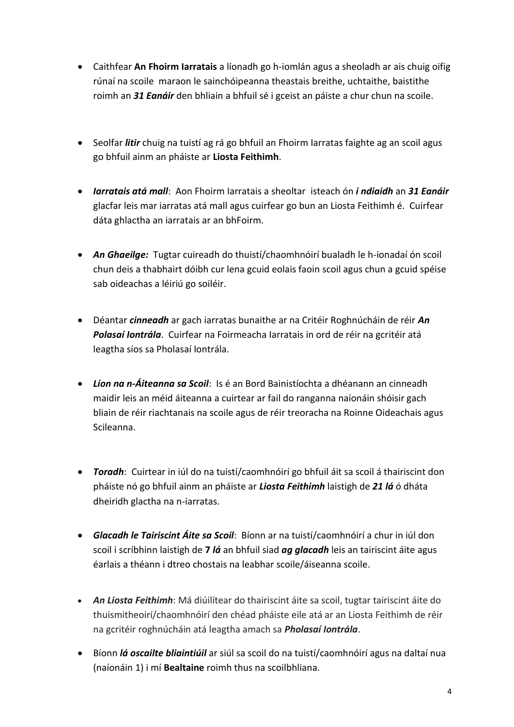- Caithfear **An Fhoirm Iarratais** a líonadh go h-iomlán agus a sheoladh ar ais chuig oifig rúnaí na scoile maraon le sainchóipeanna theastais breithe, uchtaithe, baistithe roimh an ***31 Eanáir*** den bhliain a bhfuil sé i gceist an páiste a chur chun na scoile.

- Seolfar ***litir*** chuig na tuistí ag rá go bhfuil an Fhoirm Iarratas faighte ag an scoil agus go bhfuil ainm an pháiste ar **Liosta Feithimh**.

- ***Iarratais atá mall***: Aon Fhoirm Iarratais a sheoltar isteach ón ***i ndiaidh*** an ***31 Eanáir*** glacfar leis mar iarratas atá mall agus cuirfear go bun an Liosta Feithimh é. Cuirfear dáta ghlactha an iarratais ar an bhFoirm.

- ***An Ghaeilge:*** Tugtar cuireadh do thuistí/chaomhnóirí bualadh le h-ionadaí ón scoil chun deis a thabhairt dóibh cur lena gcuid eolais faoin scoil agus chun a gcuid spéise sab oideachas a léiriú go soiléir.

- Déantar ***cinneadh*** ar gach iarratas bunaithe ar na Critéir Roghnúcháin de réir ***An Polasaí Iontrála***. Cuirfear na Foirmeacha Iarratais in ord de réir na gcritéir atá leagtha síos sa Pholasaí Iontrála.

- ***Líon na n-Áiteanna sa Scoil***: Is é an Bord Bainistíochta a dhéanann an cinneadh maidir leis an méid áiteanna a cuirtear ar fail do ranganna naíonáin shóisir gach bliain de réir riachtanais na scoile agus de réir treoracha na Roinne Oideachais agus Scileanna.

- ***Toradh***: Cuirtear in iúl do na tuistí/caomhnóirí go bhfuil áit sa scoil á thairiscint don pháiste nó go bhfuil ainm an pháiste ar ***Liosta Feithimh*** laistigh de ***21 lá*** ó dháta dheiridh glactha na n-iarratas.

- ***Glacadh le Tairiscint Áite sa Scoil***: Bíonn ar na tuistí/caomhnóirí a chur in iúl don scoil i scríbhinn laistigh de **7** ***lá*** an bhfuil siad ***ag glacadh*** leis an tairiscint áite agus éarlais a théann i dtreo chostais na leabhar scoile/áiseanna scoile.

- ***An Liosta Feithimh***: Má diúilítear do thairiscint áite sa scoil, tugtar tairiscint áite do thuismitheoirí/chaomhnóirí den chéad pháiste eile atá ar an Liosta Feithimh de réir na gcritéir roghnúcháin atá leagtha amach sa ***Pholasaí Iontrála***.

- Bíonn ***lá oscailte bliaintiúil*** ar siúl sa scoil do na tuistí/caomhnóirí agus na daltaí nua (naíonáin 1) i mí **Bealtaine** roimh thus na scoilbhliana.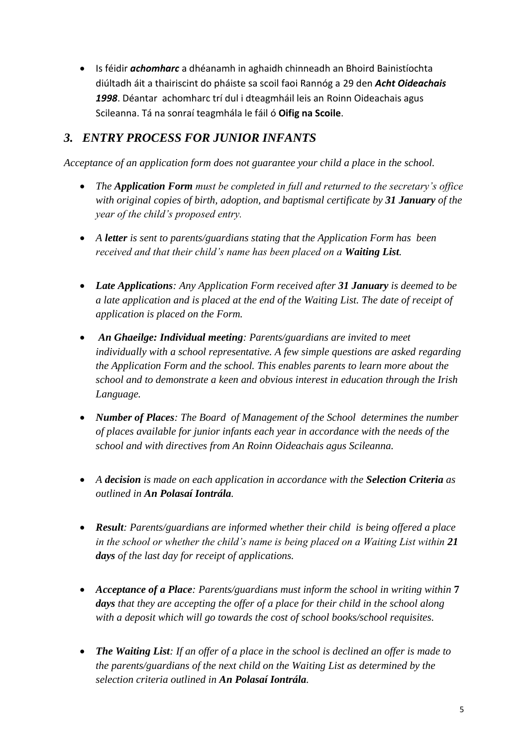- Is féidir ***achomharc*** a dhéanamh in aghaidh chinneadh an Bhoird Bainistíochta diúltadh áit a thairiscint do pháiste sa scoil faoi Rannóg a 29 den ***Acht Oideachais 1998***. Déantar achomharc trí dul i dteagmháil leis an Roinn Oideachais agus Scileanna. Tá na sonraí teagmhála le fáil ó **Oifig na Scoile**.

## *3. ENTRY PROCESS FOR JUNIOR INFANTS*

*Acceptance of an application form does not guarantee your child a place in the school.*

- *The **Application Form** must be completed in full and returned to the secretary's office with original copies of birth, adoption, and baptismal certificate by **31 January** of the year of the child's proposed entry.*

- *A **letter** is sent to parents/guardians stating that the Application Form has been received and that their child's name has been placed on a **Waiting List**.*

- ***Late Applications**: Any Application Form received after **31 January** is deemed to be a late application and is placed at the end of the Waiting List. The date of receipt of application is placed on the Form.*

- ***An Ghaeilge: Individual meeting**: Parents/guardians are invited to meet individually with a school representative. A few simple questions are asked regarding the Application Form and the school. This enables parents to learn more about the school and to demonstrate a keen and obvious interest in education through the Irish Language.*

- ***Number of Places**: The Board of Management of the School determines the number of places available for junior infants each year in accordance with the needs of the school and with directives from An Roinn Oideachais agus Scileanna.*

- *A **decision** is made on each application in accordance with the **Selection Criteria** as outlined in **An Polasaí Iontrála**.*

- ***Result**: Parents/guardians are informed whether their child is being offered a place in the school or whether the child's name is being placed on a Waiting List within **21 days** of the last day for receipt of applications.*

- ***Acceptance of a Place**: Parents/guardians must inform the school in writing within **7 days** that they are accepting the offer of a place for their child in the school along with a deposit which will go towards the cost of school books/school requisites.*

- ***The Waiting List**: If an offer of a place in the school is declined an offer is made to the parents/guardians of the next child on the Waiting List as determined by the selection criteria outlined in **An Polasaí Iontrála**.*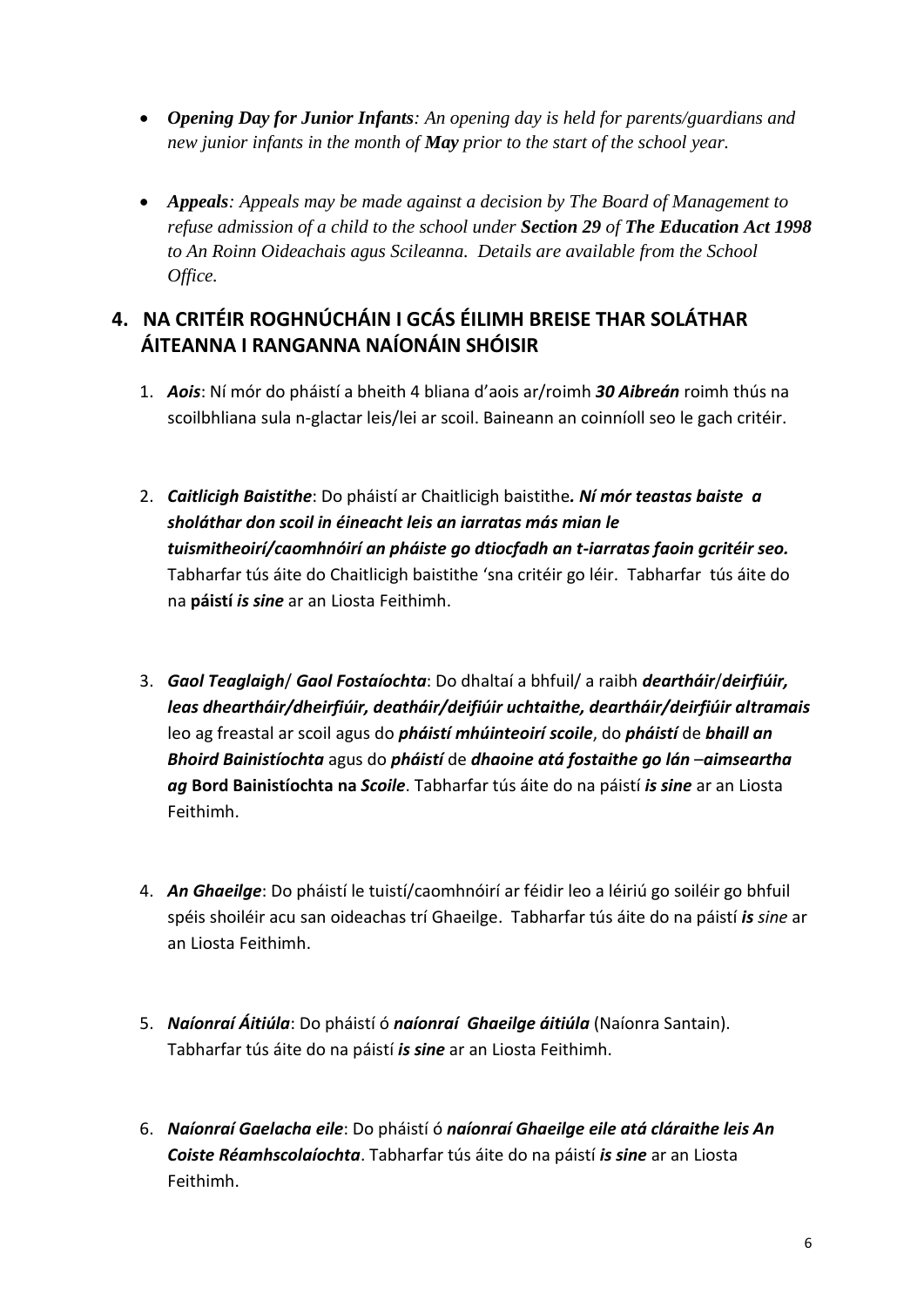- ***Opening Day for Junior Infants****: An opening day is held for parents/guardians and new junior infants in the month of* ***May*** *prior to the start of the school year.*

- ***Appeals****: Appeals may be made against a decision by The Board of Management to refuse admission of a child to the school under* ***Section 29*** *of* ***The Education Act 1998*** *to An Roinn Oideachais agus Scileanna. Details are available from the School Office.*

## 4. NA CRITÉIR ROGHNÚCHÁIN I GCÁS ÉILIMH BREISE THAR SOLÁTHAR ÁITEANNA I RANGANNA NAÍONÁIN SHÓISIR

1. ***Aois***: Ní mór do pháistí a bheith 4 bliana d'aois ar/roimh ***30 Aibreán*** roimh thús na scoilbhliana sula n-glactar leis/lei ar scoil. Baineann an coinníoll seo le gach critéir.

2. ***Caitlicigh Baistithe***: Do pháistí ar Chaitlicigh baistithe***. Ní mór teastas baiste a sholáthar don scoil in éineacht leis an iarratas más mian le tuismitheoirí/caomhnóirí an pháiste go dtiocfadh an t-iarratas faoin gcritéir seo.*** Tabharfar tús áite do Chaitlicigh baistithe 'sna critéir go léir. Tabharfar tús áite do na **páistí *is sine*** ar an Liosta Feithimh.

3. ***Gaol Teaglaigh***/ ***Gaol Fostaíochta***: Do dhaltaí a bhfuil/ a raibh ***deartháir***/***deirfiúir, leas dheartháir/dheirfiúir, deatháir/deifiúir uchtaithe, deartháir/deirfiúir altramais*** leo ag freastal ar scoil agus do ***pháistí mhúinteoirí scoile***, do ***pháistí*** de ***bhaill an Bhoird Bainistíochta*** agus do ***pháistí*** de ***dhaoine atá fostaithe go lán –aimseartha ag* Bord Bainistíochta na *Scoile***. Tabharfar tús áite do na páistí ***is sine*** ar an Liosta Feithimh.

4. ***An Ghaeilge***: Do pháistí le tuistí/caomhnóirí ar féidir leo a léiriú go soiléir go bhfuil spéis shoiléir acu san oideachas trí Ghaeilge. Tabharfar tús áite do na páistí ***is** sine* ar an Liosta Feithimh.

5. ***Naíonraí Áitiúla***: Do pháistí ó ***naíonraí Ghaeilge áitiúla*** (Naíonra Santain). Tabharfar tús áite do na páistí ***is sine*** ar an Liosta Feithimh.

6. ***Naíonraí Gaelacha eile***: Do pháistí ó ***naíonraí Ghaeilge eile atá cláraithe leis An Coiste Réamhscolaíochta***. Tabharfar tús áite do na páistí ***is sine*** ar an Liosta Feithimh.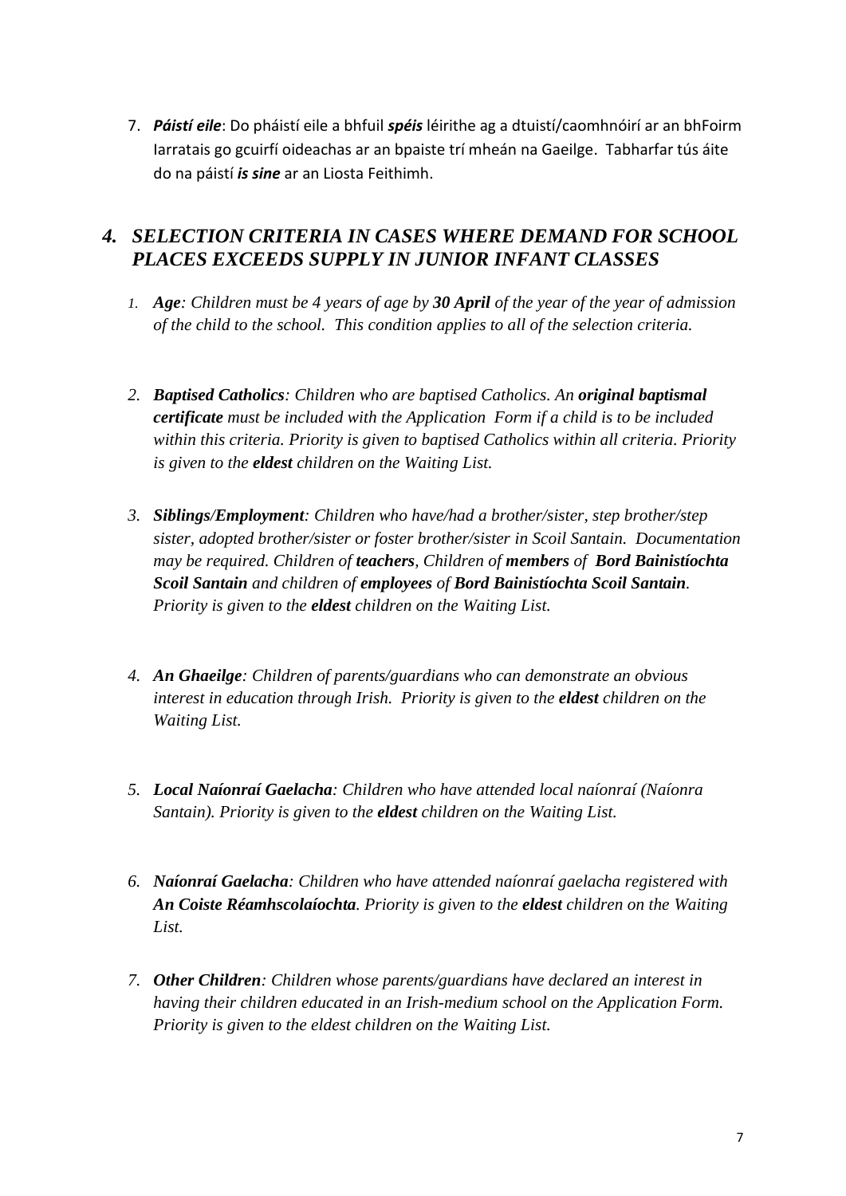7. ***Páistí eile***: Do pháistí eile a bhfuil ***spéis*** léirithe ag a dtuistí/caomhnóirí ar an bhFoirm Iarratais go gcuirfí oideachas ar an bpaiste trí mheán na Gaeilge. Tabharfar tús áite do na páistí ***is sine*** ar an Liosta Feithimh.

## *4. SELECTION CRITERIA IN CASES WHERE DEMAND FOR SCHOOL PLACES EXCEEDS SUPPLY IN JUNIOR INFANT CLASSES*

1. ***Age****: Children must be 4 years of age by* ***30 April*** *of the year of the year of admission of the child to the school. This condition applies to all of the selection criteria.*

2. ***Baptised Catholics****: Children who are baptised Catholics. An* ***original baptismal certificate*** *must be included with the Application Form if a child is to be included within this criteria. Priority is given to baptised Catholics within all criteria. Priority is given to the* ***eldest*** *children on the Waiting List.*

3. ***Siblings/Employment****: Children who have/had a brother/sister, step brother/step sister, adopted brother/sister or foster brother/sister in Scoil Santain. Documentation may be required. Children of* ***teachers****, Children of* ***members*** *of* ***Bord Bainistíochta Scoil Santain*** *and children of* ***employees*** *of* ***Bord Bainistíochta Scoil Santain****. Priority is given to the* ***eldest*** *children on the Waiting List.*

4. ***An Ghaeilge****: Children of parents/guardians who can demonstrate an obvious interest in education through Irish. Priority is given to the* ***eldest*** *children on the Waiting List.*

5. ***Local Naíonraí Gaelacha****: Children who have attended local naíonraí (Naíonra Santain). Priority is given to the* ***eldest*** *children on the Waiting List.*

6. ***Naíonraí Gaelacha****: Children who have attended naíonraí gaelacha registered with* ***An Coiste Réamhscolaíochta****. Priority is given to the* ***eldest*** *children on the Waiting List.*

7. ***Other Children****: Children whose parents/guardians have declared an interest in having their children educated in an Irish-medium school on the Application Form. Priority is given to the eldest children on the Waiting List.*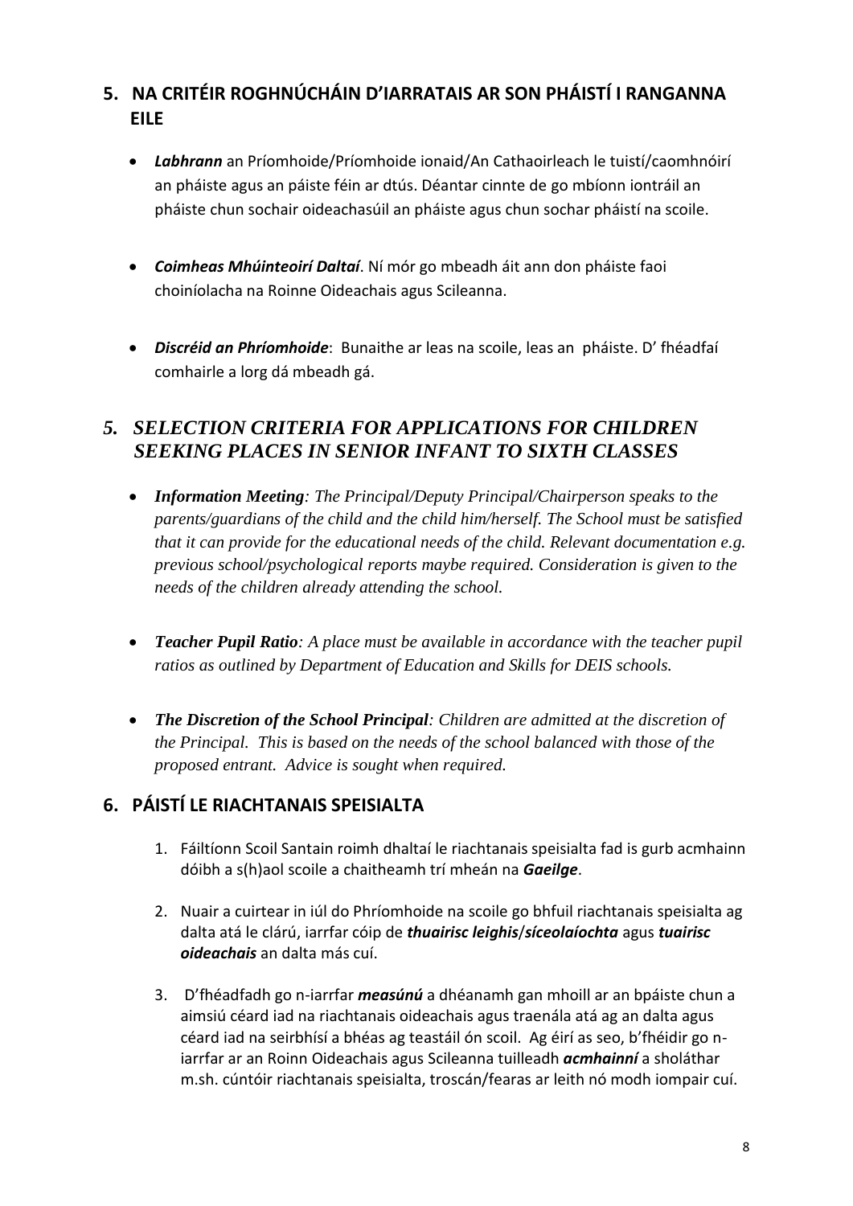## 5. NA CRITÉIR ROGHNÚCHÁIN D'IARRATAIS AR SON PHÁISTÍ I RANGANNA EILE

- ***Labhrann*** an Príomhoide/Príomhoide ionaid/An Cathaoirleach le tuistí/caomhnóirí an pháiste agus an páiste féin ar dtús. Déantar cinnte de go mbíonn iontráil an pháiste chun sochair oideachasúil an pháiste agus chun sochar pháistí na scoile.

- ***Coimheas Mhúinteoirí Daltaí***. Ní mór go mbeadh áit ann don pháiste faoi choiníolacha na Roinne Oideachais agus Scileanna.

- ***Discréid an Phríomhoide***: Bunaithe ar leas na scoile, leas an páiste. D' fhéadfaí comhairle a lorg dá mbeadh gá.

## *5. SELECTION CRITERIA FOR APPLICATIONS FOR CHILDREN SEEKING PLACES IN SENIOR INFANT TO SIXTH CLASSES*

- ***Information Meeting****: The Principal/Deputy Principal/Chairperson speaks to the parents/guardians of the child and the child him/herself. The School must be satisfied that it can provide for the educational needs of the child. Relevant documentation e.g. previous school/psychological reports maybe required. Consideration is given to the needs of the children already attending the school.*

- ***Teacher Pupil Ratio****: A place must be available in accordance with the teacher pupil ratios as outlined by Department of Education and Skills for DEIS schools.*

- ***The Discretion of the School Principal****: Children are admitted at the discretion of the Principal. This is based on the needs of the school balanced with those of the proposed entrant. Advice is sought when required.*

## 6. PÁISTÍ LE RIACHTANAIS SPEISIALTA

1. Fáiltíonn Scoil Santain roimh dhaltaí le riachtanais speisialta fad is gurb acmhainn dóibh a s(h)aol scoile a chaitheamh trí mheán na ***Gaeilge***.

2. Nuair a cuirtear in iúl do Phríomhoide na scoile go bhfuil riachtanais speisialta ag dalta atá le clárú, iarrfar cóip de ***thuairisc leighis***/***síceolaíochta*** agus ***tuairisc oideachais*** an dalta más cuí.

3. D'fhéadfadh go n-iarrfar ***measúnú*** a dhéanamh gan mhoill ar an bpáiste chun a aimsiú céard iad na riachtanais oideachais agus traenála atá ag an dalta agus céard iad na seirbhísí a bhéas ag teastáil ón scoil. Ag éirí as seo, b'fhéidir go n-iarrfar ar an Roinn Oideachais agus Scileanna tuilleadh ***acmhainní*** a sholáthar m.sh. cúntóir riachtanais speisialta, troscán/fearas ar leith nó modh iompair cuí.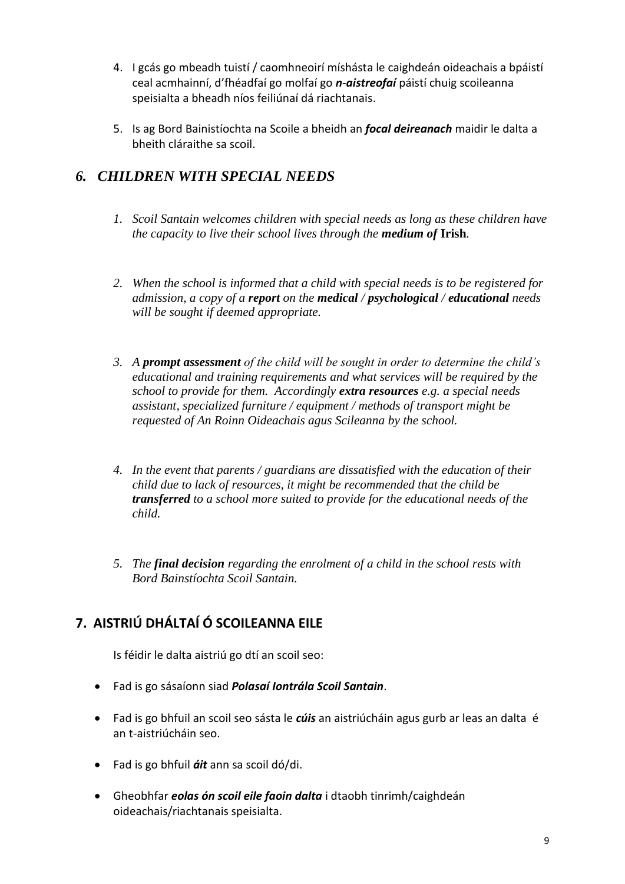4. I gcás go mbeadh tuistí / caomhneoirí míshásta le caighdeán oideachais a bpáistí ceal acmhainní, d'fhéadfaí go molfaí go ***n-aistreofaí*** páistí chuig scoileanna speisialta a bheadh níos feiliúnaí dá riachtanais.

5. Is ag Bord Bainistíochta na Scoile a bheidh an ***focal deireanach*** maidir le dalta a bheith cláraithe sa scoil.

## *6. CHILDREN WITH SPECIAL NEEDS*

1. *Scoil Santain welcomes children with special needs as long as these children have the capacity to live their school lives through the **medium of** **Irish**.*

2. *When the school is informed that a child with special needs is to be registered for admission, a copy of a **report** on the **medical / psychological / educational** needs will be sought if deemed appropriate.*

3. *A **prompt assessment** of the child will be sought in order to determine the child's educational and training requirements and what services will be required by the school to provide for them. Accordingly **extra resources** e.g. a special needs assistant, specialized furniture / equipment / methods of transport might be requested of An Roinn Oideachais agus Scileanna by the school.*

4. *In the event that parents / guardians are dissatisfied with the education of their child due to lack of resources, it might be recommended that the child be **transferred** to a school more suited to provide for the educational needs of the child.*

5. *The **final decision** regarding the enrolment of a child in the school rests with Bord Bainstíochta Scoil Santain.*

## **7. AISTRIÚ DHÁLTAÍ Ó SCOILEANNA EILE**

Is féidir le dalta aistriú go dtí an scoil seo:

- Fad is go sásaíonn siad ***Polasaí Iontrála Scoil Santain***.
- Fad is go bhfuil an scoil seo sásta le ***cúis*** an aistriúcháin agus gurb ar leas an dalta é an t-aistriúcháin seo.
- Fad is go bhfuil ***áit*** ann sa scoil dó/di.
- Gheobhfar ***eolas ón scoil eile faoin dalta*** i dtaobh tinrimh/caighdeán oideachais/riachtanais speisialta.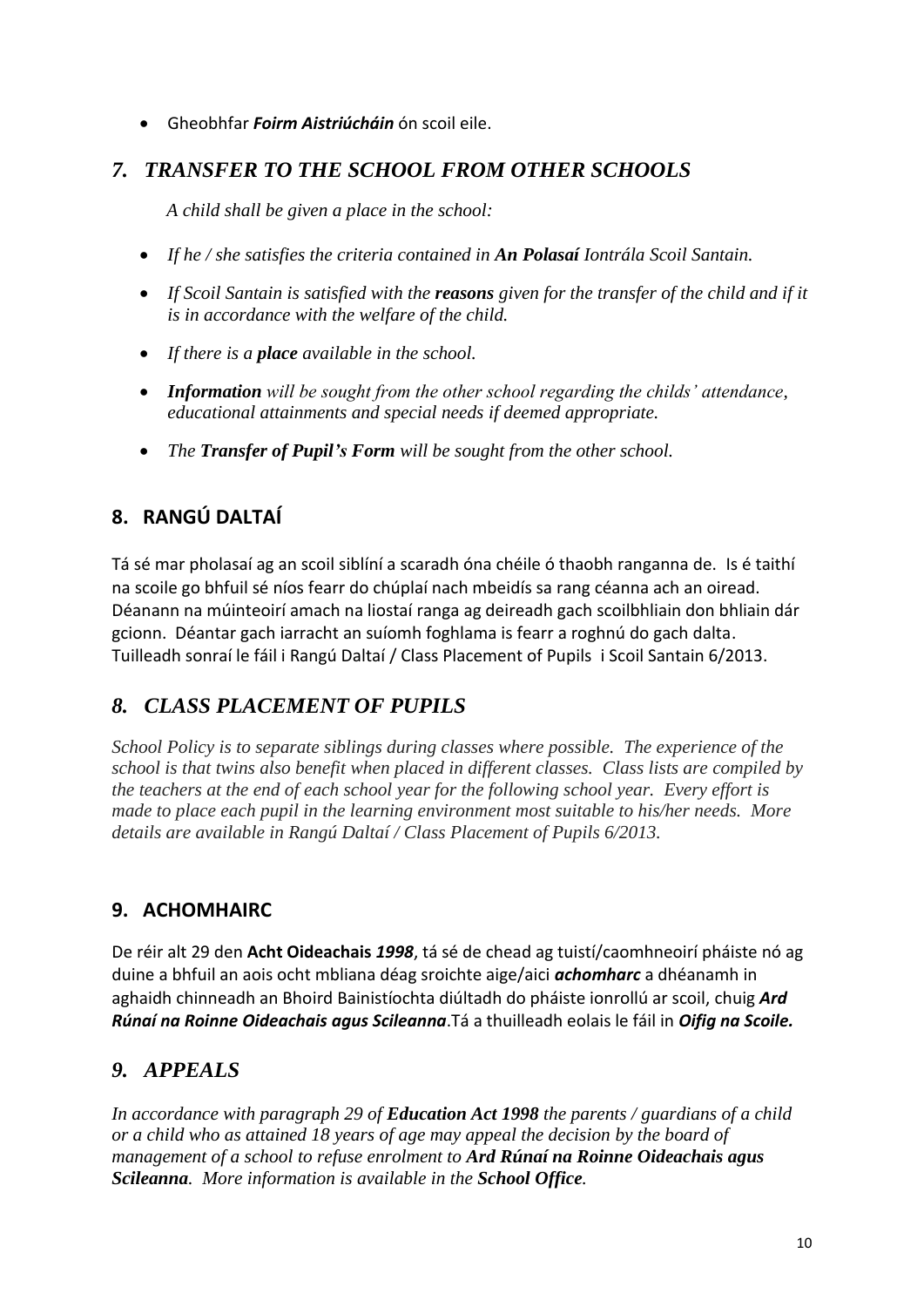- Gheobhfar ***Foirm Aistriúcháin*** ón scoil eile.

## *7. TRANSFER TO THE SCHOOL FROM OTHER SCHOOLS*

*A child shall be given a place in the school:*

- *If he / she satisfies the criteria contained in **An Polasaí** Iontrála Scoil Santain.*
- *If Scoil Santain is satisfied with the **reasons** given for the transfer of the child and if it is in accordance with the welfare of the child.*
- *If there is a **place** available in the school.*
- ***Information** will be sought from the other school regarding the childs' attendance, educational attainments and special needs if deemed appropriate.*
- *The **Transfer of Pupil's Form** will be sought from the other school.*

## 8. RANGÚ DALTAÍ

Tá sé mar pholasaí ag an scoil siblíní a scaradh óna chéile ó thaobh ranganna de. Is é taithí na scoile go bhfuil sé níos fearr do chúplaí nach mbeidís sa rang céanna ach an oiread. Déanann na múinteoirí amach na liostaí ranga ag deireadh gach scoilbhliain don bhliain dár gcionn. Déantar gach iarracht an suíomh foghlama is fearr a roghnú do gach dalta. Tuilleadh sonraí le fáil i Rangú Daltaí / Class Placement of Pupils i Scoil Santain 6/2013.

## *8. CLASS PLACEMENT OF PUPILS*

*School Policy is to separate siblings during classes where possible. The experience of the school is that twins also benefit when placed in different classes. Class lists are compiled by the teachers at the end of each school year for the following school year. Every effort is made to place each pupil in the learning environment most suitable to his/her needs. More details are available in Rangú Daltaí / Class Placement of Pupils 6/2013.*

## 9. ACHOMHAIRC

De réir alt 29 den **Acht Oideachais *1998***, tá sé de chead ag tuistí/caomhneoirí pháiste nó ag duine a bhfuil an aois ocht mbliana déag sroichte aige/aici ***achomharc*** a dhéanamh in aghaidh chinneadh an Bhoird Bainistíochta diúltadh do pháiste ionrollú ar scoil, chuig ***Ard Rúnaí na Roinne Oideachais agus Scileanna***.Tá a thuilleadh eolais le fáil in ***Oifig na Scoile.***

## *9. APPEALS*

*In accordance with paragraph 29 of **Education Act 1998** the parents / guardians of a child or a child who as attained 18 years of age may appeal the decision by the board of management of a school to refuse enrolment to **Ard Rúnaí na Roinne Oideachais agus Scileanna**. More information is available in the **School Office**.*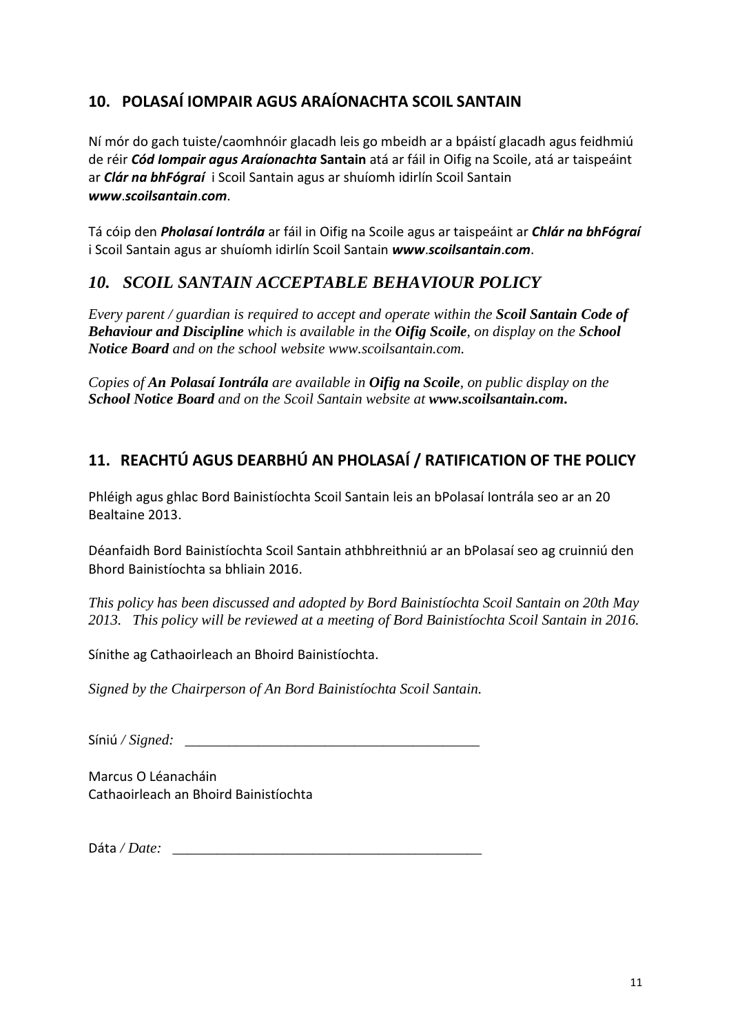## 10. POLASAÍ IOMPAIR AGUS ARAÍONACHTA SCOIL SANTAIN

Ní mór do gach tuiste/caomhnóir glacadh leis go mbeidh ar a bpáistí glacadh agus feidhmiú de réir ***Cód Iompair agus Araíonachta*** **Santain** atá ar fáil in Oifig na Scoile, atá ar taispeáint ar ***Clár na bhFógraí*** i Scoil Santain agus ar shuíomh idirlín Scoil Santain ***www.scoilsantain.com***.

Tá cóip den ***Pholasaí Iontrála*** ar fáil in Oifig na Scoile agus ar taispeáint ar ***Chlár na bhFógraí*** i Scoil Santain agus ar shuíomh idirlín Scoil Santain ***www.scoilsantain.com***.

## *10. SCOIL SANTAIN ACCEPTABLE BEHAVIOUR POLICY*

*Every parent / guardian is required to accept and operate within the* ***Scoil Santain Code of Behaviour and Discipline*** *which is available in the* ***Oifig Scoile****, on display on the* ***School Notice Board*** *and on the school website www.scoilsantain.com.*

*Copies of* ***An Polasaí Iontrála*** *are available in* ***Oifig na Scoile****, on public display on the* ***School Notice Board*** *and on the Scoil Santain website at* ***www.scoilsantain.com.***

## 11. REACHTÚ AGUS DEARBHÚ AN PHOLASAÍ / RATIFICATION OF THE POLICY

Phléigh agus ghlac Bord Bainistíochta Scoil Santain leis an bPolasaí Iontrála seo ar an 20 Bealtaine 2013.

Déanfaidh Bord Bainistíochta Scoil Santain athbhreithniú ar an bPolasaí seo ag cruinniú den Bhord Bainistíochta sa bhliain 2016.

*This policy has been discussed and adopted by Bord Bainistíochta Scoil Santain on 20th May 2013. This policy will be reviewed at a meeting of Bord Bainistíochta Scoil Santain in 2016.*

Sínithe ag Cathaoirleach an Bhoird Bainistíochta.

*Signed by the Chairperson of An Bord Bainistíochta Scoil Santain.*

Síniú */ Signed:* \_\_\_\_\_\_\_\_\_\_\_\_\_\_\_\_\_\_\_\_\_\_\_\_\_\_\_\_\_\_\_\_\_\_\_\_\_\_\_\_

Marcus O Léanacháin
Cathaoirleach an Bhoird Bainistíochta

Dáta */ Date:* \_\_\_\_\_\_\_\_\_\_\_\_\_\_\_\_\_\_\_\_\_\_\_\_\_\_\_\_\_\_\_\_\_\_\_\_\_\_\_\_\_\_